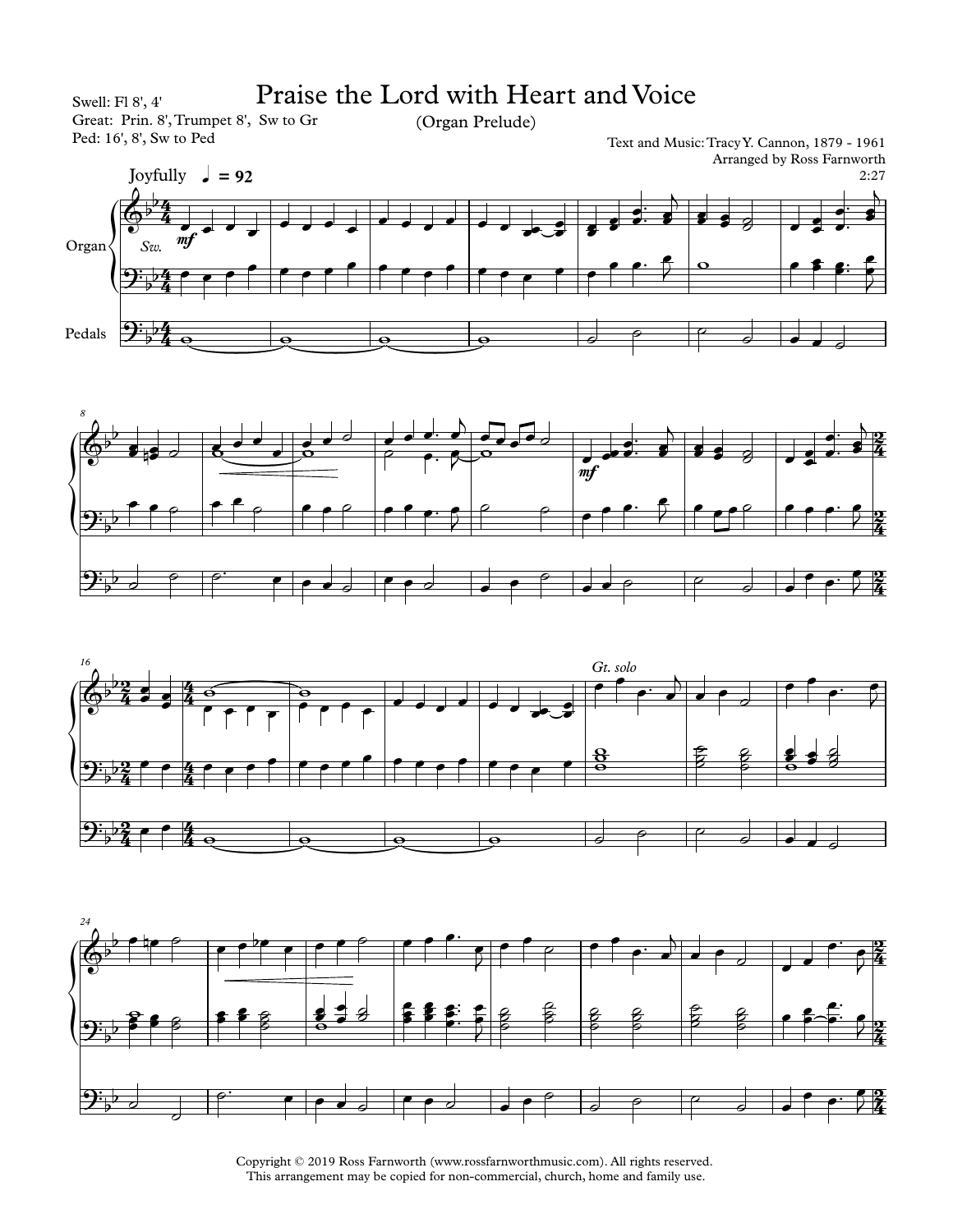Swell: Fl 8', 4'
Great: Prin. 8', Trumpet 8', Sw to Gr
Ped: 16', 8', Sw to Ped

# Praise the Lord with Heart and Voice

(Organ Prelude)

Text and Music: Tracy Y. Cannon, 1879 - 1961
Arranged by Ross Farnworth
2:27

Joyfully ♩ = 92

Copyright © 2019 Ross Farnworth (www.rossfarnworthmusic.com). All rights reserved.
This arrangement may be copied for non-commercial, church, home and family use.